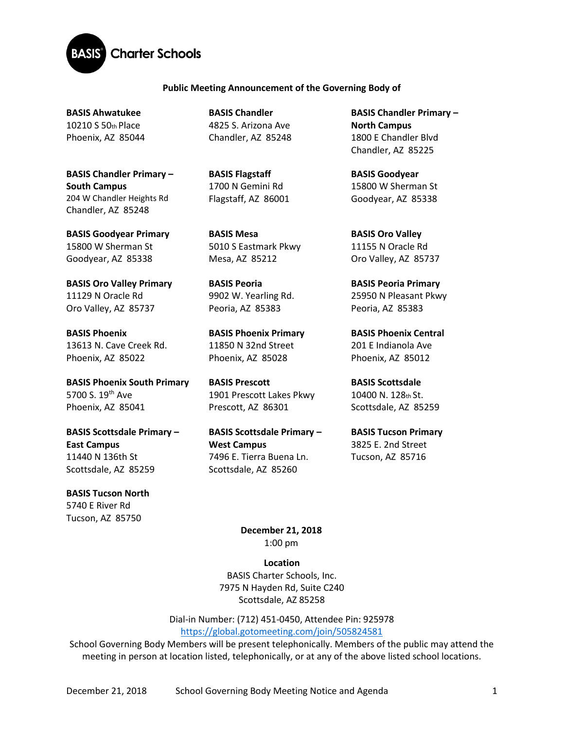BASIS Charter Schools

**Public Meeting Announcement of the Governing Body of**

**BASIS Ahwatukee**
10210 S 50th Place
Phoenix, AZ 85044

**BASIS Chandler**
4825 S. Arizona Ave
Chandler, AZ 85248

**BASIS Chandler Primary – North Campus**
1800 E Chandler Blvd
Chandler, AZ 85225

**BASIS Chandler Primary – South Campus**
204 W Chandler Heights Rd
Chandler, AZ 85248

**BASIS Flagstaff**
1700 N Gemini Rd
Flagstaff, AZ 86001

**BASIS Goodyear**
15800 W Sherman St
Goodyear, AZ 85338

**BASIS Goodyear Primary**
15800 W Sherman St
Goodyear, AZ 85338

**BASIS Mesa**
5010 S Eastmark Pkwy
Mesa, AZ 85212

**BASIS Oro Valley**
11155 N Oracle Rd
Oro Valley, AZ 85737

**BASIS Oro Valley Primary**
11129 N Oracle Rd
Oro Valley, AZ 85737

**BASIS Peoria**
9902 W. Yearling Rd.
Peoria, AZ 85383

**BASIS Peoria Primary**
25950 N Pleasant Pkwy
Peoria, AZ 85383

**BASIS Phoenix**
13613 N. Cave Creek Rd.
Phoenix, AZ 85022

**BASIS Phoenix Primary**
11850 N 32nd Street
Phoenix, AZ 85028

**BASIS Phoenix Central**
201 E Indianola Ave
Phoenix, AZ 85012

**BASIS Phoenix South Primary**
5700 S. 19th Ave
Phoenix, AZ 85041

**BASIS Prescott**
1901 Prescott Lakes Pkwy
Prescott, AZ 86301

**BASIS Scottsdale**
10400 N. 128th St.
Scottsdale, AZ 85259

**BASIS Scottsdale Primary – East Campus**
11440 N 136th St
Scottsdale, AZ 85259

**BASIS Scottsdale Primary – West Campus**
7496 E. Tierra Buena Ln.
Scottsdale, AZ 85260

**BASIS Tucson Primary**
3825 E. 2nd Street
Tucson, AZ 85716

**BASIS Tucson North**
5740 E River Rd
Tucson, AZ 85750

**December 21, 2018**
1:00 pm

**Location**
BASIS Charter Schools, Inc.
7975 N Hayden Rd, Suite C240
Scottsdale, AZ 85258

Dial-in Number: (712) 451-0450, Attendee Pin: 925978
https://global.gotomeeting.com/join/505824581

School Governing Body Members will be present telephonically. Members of the public may attend the meeting in person at location listed, telephonically, or at any of the above listed school locations.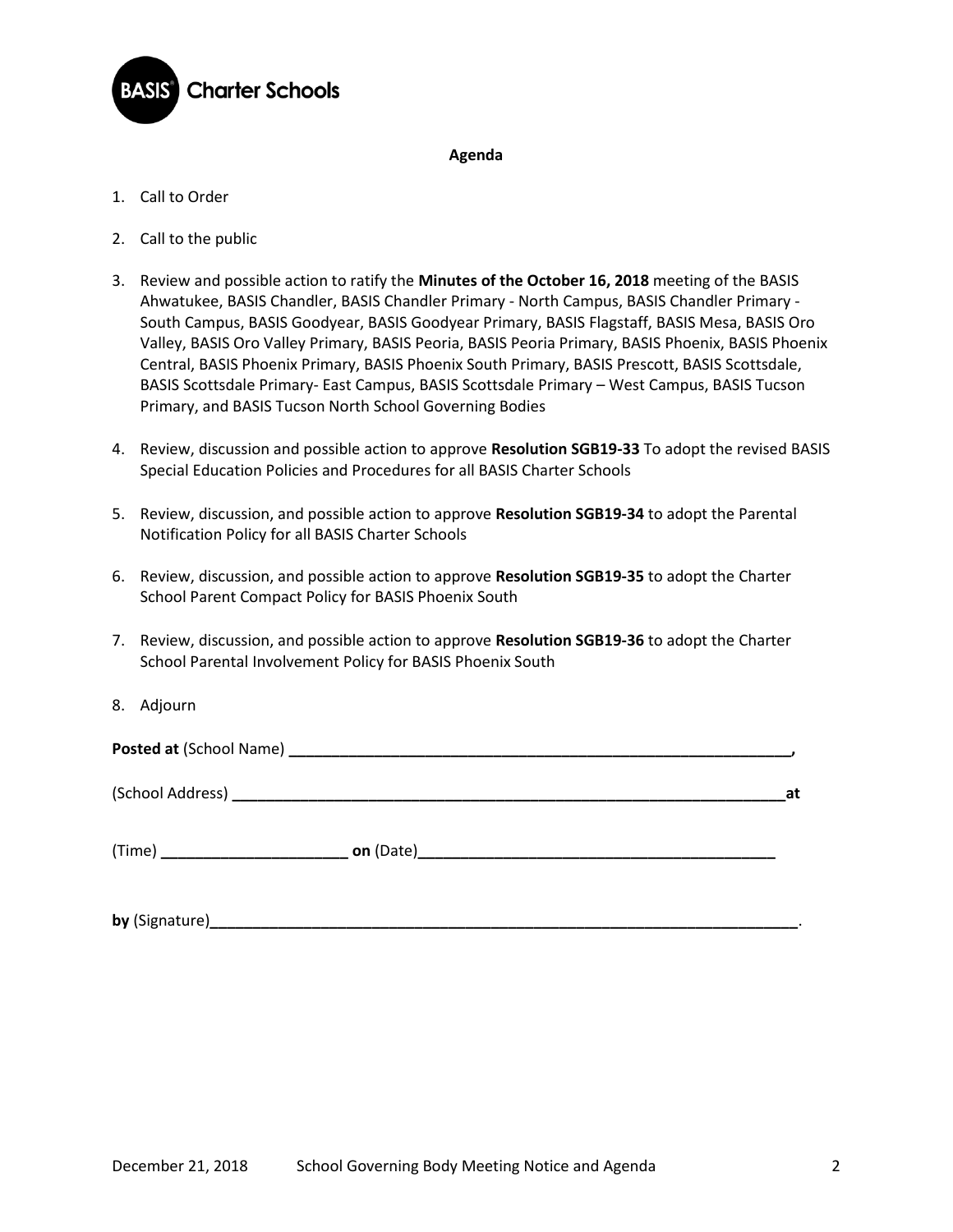BASIS Charter Schools

**Agenda**

1. Call to Order
2. Call to the public
3. Review and possible action to ratify the **Minutes of the October 16, 2018** meeting of the BASIS Ahwatukee, BASIS Chandler, BASIS Chandler Primary - North Campus, BASIS Chandler Primary - South Campus, BASIS Goodyear, BASIS Goodyear Primary, BASIS Flagstaff, BASIS Mesa, BASIS Oro Valley, BASIS Oro Valley Primary, BASIS Peoria, BASIS Peoria Primary, BASIS Phoenix, BASIS Phoenix Central, BASIS Phoenix Primary, BASIS Phoenix South Primary, BASIS Prescott, BASIS Scottsdale, BASIS Scottsdale Primary- East Campus, BASIS Scottsdale Primary – West Campus, BASIS Tucson Primary, and BASIS Tucson North School Governing Bodies
4. Review, discussion and possible action to approve **Resolution SGB19-33** To adopt the revised BASIS Special Education Policies and Procedures for all BASIS Charter Schools
5. Review, discussion, and possible action to approve **Resolution SGB19-34** to adopt the Parental Notification Policy for all BASIS Charter Schools
6. Review, discussion, and possible action to approve **Resolution SGB19-35** to adopt the Charter School Parent Compact Policy for BASIS Phoenix South
7. Review, discussion, and possible action to approve **Resolution SGB19-36** to adopt the Charter School Parental Involvement Policy for BASIS Phoenix South
8. Adjourn

**Posted at** (School Name) **_____________________________________________________________,**

(School Address) **__________________________________________________________________at**

(Time) **_____________________ on** (Date)**__________________________________________**

**by** (Signature)**______________________________________________________________________**.